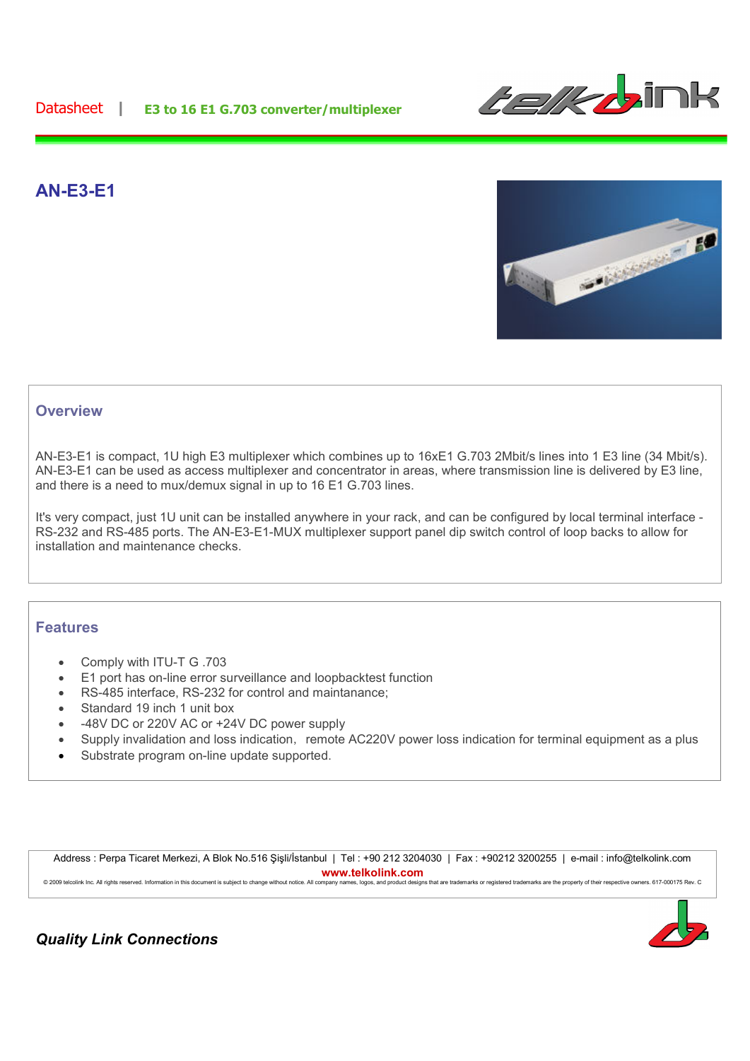Datasheet | **E3 to 16 E1 G.703 converter/multiplexer**

# AN-E3-E1

## Overview

AN-E3-E1 is compact, 1U high E3 multiplexer which combines up to 16xE1 G.703 2Mbit/s lines into 1 E3 line (34 Mbit/s). AN-E3-E1 can be used as access multiplexer and concentrator in areas, where transmission line is delivered by E3 line, and there is a need to mux/demux signal in up to 16 E1 G.703 lines.

It's very compact, just 1U unit can be installed anywhere in your rack, and can be configured by local terminal interface - RS-232 and RS-485 ports. The AN-E3-E1-MUX multiplexer support panel dip switch control of loop backs to allow for installation and maintenance checks.

## Features

- Comply with ITU-T G .703
- E1 port has on-line error surveillance and loopbacktest function
- RS-485 interface, RS-232 for control and maintanance;
- Standard 19 inch 1 unit box
- -48V DC or 220V AC or +24V DC power supply
- Supply invalidation and loss indication, remote AC220V power loss indication for terminal equipment as a plus
- Substrate program on-line update supported.

Address : Perpa Ticaret Merkezi, A Blok No.516 Şişli/İstanbul | Tel : +90 212 3204030 | Fax : +90212 3200255 | e-mail : info@telkolink.com
**www.telkolink.com**
© 2009 telcolink Inc. All rights reserved. Information in this document is subject to change without notice. All company names, logos, and product designs that are trademarks or registered trademarks are the property of their respective owners. 617-000175 Rev. C

***Quality Link Connections***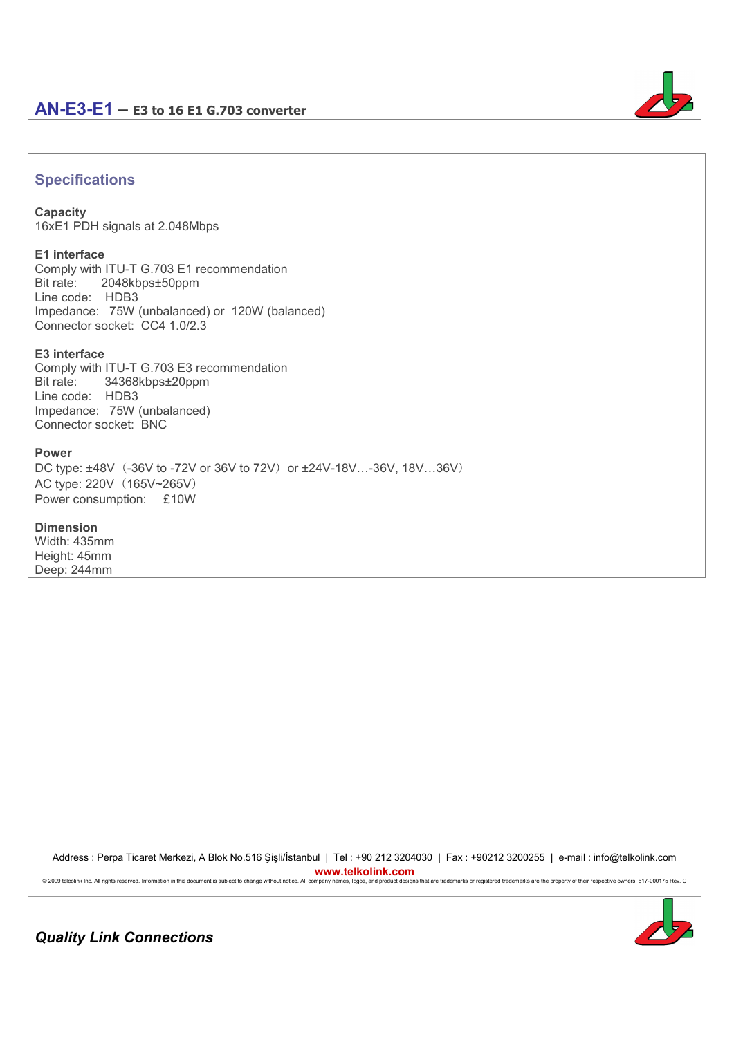## Specifications

**Capacity**
16xE1 PDH signals at 2.048Mbps

**E1 interface**
Comply with ITU-T G.703 E1 recommendation
Bit rate: 2048kbps±50ppm
Line code: HDB3
Impedance: 75W (unbalanced) or 120W (balanced)
Connector socket: CC4 1.0/2.3

**E3 interface**
Comply with ITU-T G.703 E3 recommendation
Bit rate: 34368kbps±20ppm
Line code: HDB3
Impedance: 75W (unbalanced)
Connector socket: BNC

**Power**
DC type: ±48V（-36V to -72V or 36V to 72V）or ±24V-18V…-36V, 18V…36V）
AC type: 220V（165V~265V）
Power consumption: £10W

**Dimension**
Width: 435mm
Height: 45mm
Deep: 244mm

Address : Perpa Ticaret Merkezi, A Blok No.516 Şişli/İstanbul | Tel : +90 212 3204030 | Fax : +90212 3200255 | e-mail : info@telkolink.com
**www.telkolink.com**
© 2009 telcolink Inc. All rights reserved. Information in this document is subject to change without notice. All company names, logos, and product designs that are trademarks or registered trademarks are the property of their respective owners. 617-000175 Rev. C

***Quality Link Connections***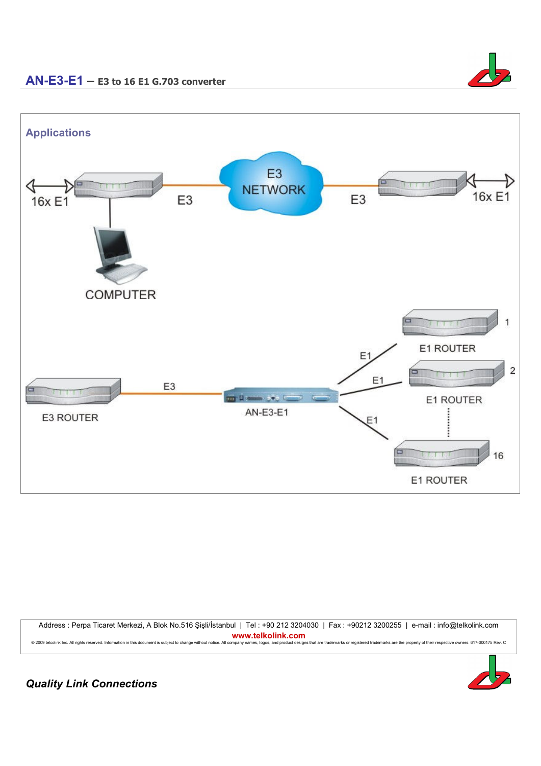## Applications

16x E1

E3

E3 NETWORK

E3

16x E1

COMPUTER

1

E1 ROUTER

E1

2

E1

E1 ROUTER

E3

E3 ROUTER

AN-E3-E1

E1

16

E1 ROUTER

Address : Perpa Ticaret Merkezi, A Blok No.516 Şişli/İstanbul | Tel : +90 212 3204030 | Fax : +90212 3200255 | e-mail : info@telkolink.com

www.telkolink.com

© 2009 telcolink Inc. All rights reserved. Information in this document is subject to change without notice. All company names, logos, and product designs that are trademarks or registered trademarks are the property of their respective owners. 617-000175 Rev. C

***Quality Link Connections***